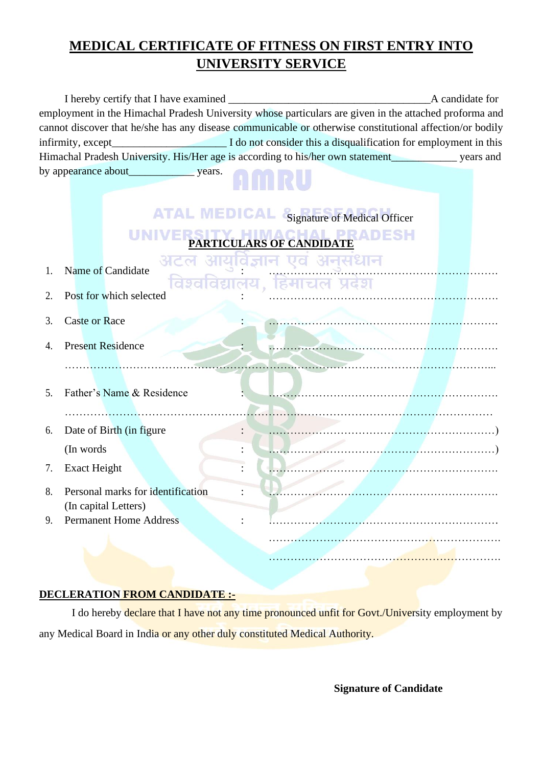# MEDICAL CERTIFICATE OF FITNESS ON FIRST ENTRY INTO UNIVERSITY SERVICE

I hereby certify that I have examined \_\_\_\_\_\_\_\_\_\_\_\_\_\_\_\_\_\_\_\_\_\_\_\_\_\_\_\_\_\_\_\_\_\_\_\_\_\_A candidate for employment in the Himachal Pradesh University whose particulars are given in the attached proforma and cannot discover that he/she has any disease communicable or otherwise constitutional affection/or bodily infirmity, except\_\_\_\_\_\_\_\_\_\_\_\_\_\_\_\_\_\_\_\_\_ I do not consider this a disqualification for employment in this Himachal Pradesh University. His/Her age is according to his/her own statement\_\_\_\_\_\_\_\_\_\_\_\_ years and by appearance about\_\_\_\_\_\_\_\_\_\_\_\_ years.

Signature of Medical Officer

## PARTICULARS OF CANDIDATE

1. Name of Candidate : ……………………………………………………………
2. Post for which selected : ……………………………………………………………
3. Caste or Race : ……………………………………………………………
4. Present Residence : ……………………………………………………………

   ………………………………………………………………………………………………………...
5. Father's Name & Residence : ……………………………………………………………

   ………………………………………………………………………………………………………
6. Date of Birth (in figure : ……………………………………………………………)

   (In words : ……………………………………………………………)
7. Exact Height : ……………………………………………………………
8. Personal marks for identification (In capital Letters) : ……………………………………………………………
9. Permanent Home Address : ……………………………………………………………

   ……………………………………………………………

   ……………………………………………………………

**DECLERATION FROM CANDIDATE :-**

I do hereby declare that I have not any time pronounced unfit for Govt./University employment by any Medical Board in India or any other duly constituted Medical Authority.

**Signature of Candidate**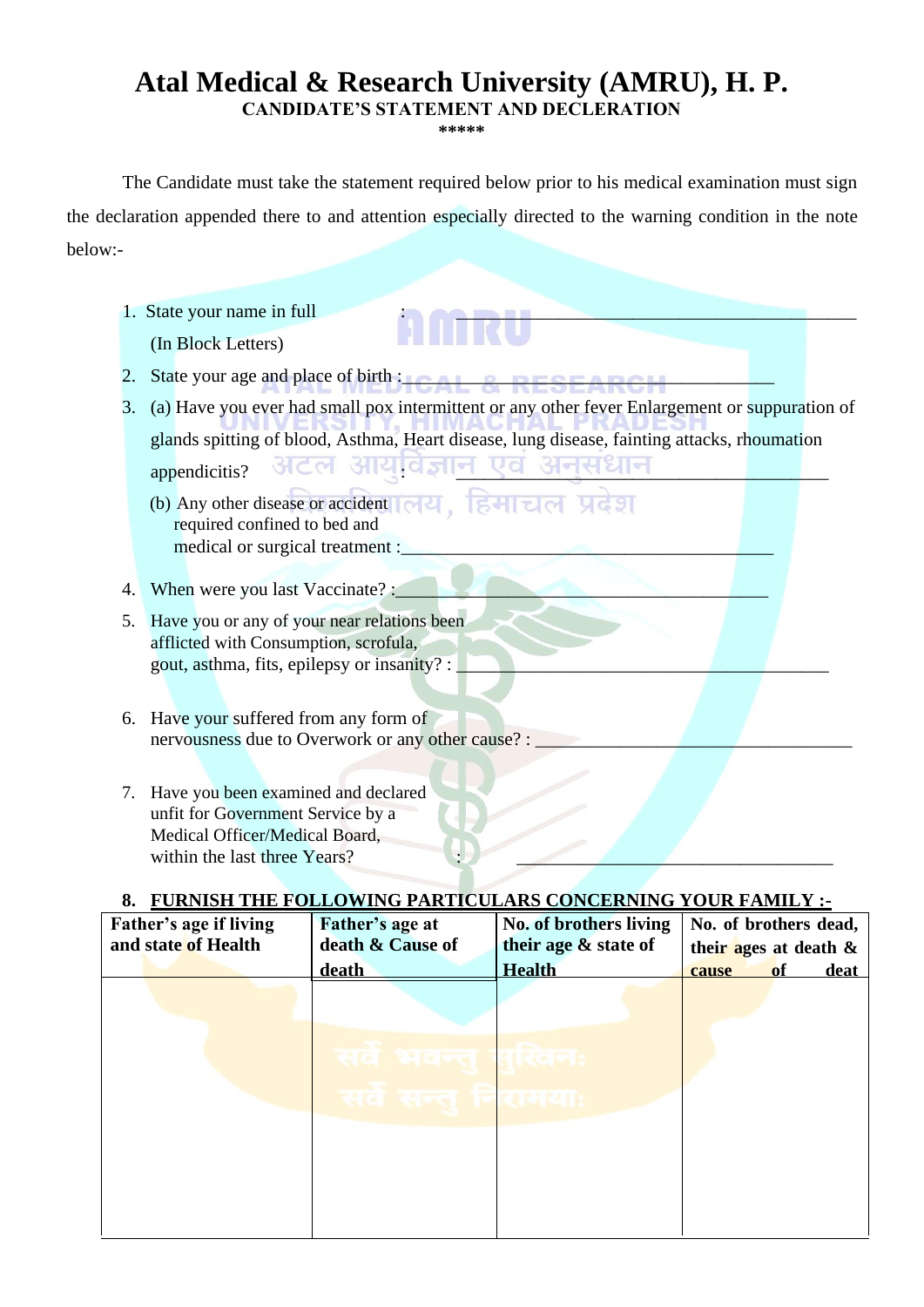# Atal Medical & Research University (AMRU), H. P.

**CANDIDATE'S STATEMENT AND DECLERATION**

*****

The Candidate must take the statement required below prior to his medical examination must sign the declaration appended there to and attention especially directed to the warning condition in the note below:-

1. State your name in full : ________________________________________
   (In Block Letters)
2. State your age and place of birth : ________________________________
3. (a) Have you ever had small pox intermittent or any other fever Enlargement or suppuration of glands spitting of blood, Asthma, Heart disease, lung disease, fainting attacks, rhoumation appendicitis? : ________________________________________

   (b) Any other disease or accident required confined to bed and medical or surgical treatment : ________________________________________
4. When were you last Vaccinate? : ________________________________________
5. Have you or any of your near relations been afflicted with Consumption, scrofula, gout, asthma, fits, epilepsy or insanity? : ________________________________________
6. Have your suffered from any form of nervousness due to Overwork or any other cause? : ________________________________________
7. Have you been examined and declared unfit for Government Service by a Medical Officer/Medical Board, within the last three Years? : ________________________________________

**8. FURNISH THE FOLLOWING PARTICULARS CONCERNING YOUR FAMILY :-**

| Father's age if living and state of Health | Father's age at death & Cause of death | No. of brothers living their age & state of Health | No. of brothers dead, their ages at death & cause of deat |
|---|---|---|---|
| | | | |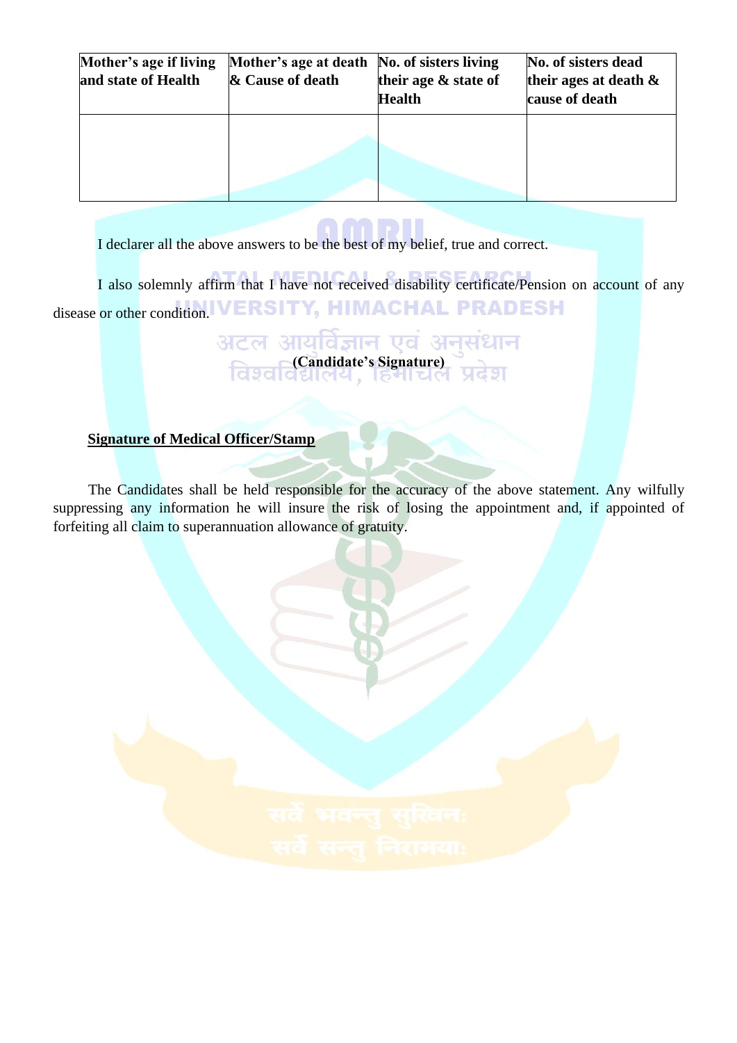| Mother's age if living and state of Health | Mother's age at death & Cause of death | No. of sisters living their age & state of Health | No. of sisters dead their ages at death & cause of death |
|---|---|---|---|
| | | | |

I declarer all the above answers to be the best of my belief, true and correct.

I also solemnly affirm that I have not received disability certificate/Pension on account of any disease or other condition.

**(Candidate's Signature)**

**Signature of Medical Officer/Stamp**

The Candidates shall be held responsible for the accuracy of the above statement. Any wilfully suppressing any information he will insure the risk of losing the appointment and, if appointed of forfeiting all claim to superannuation allowance of gratuity.